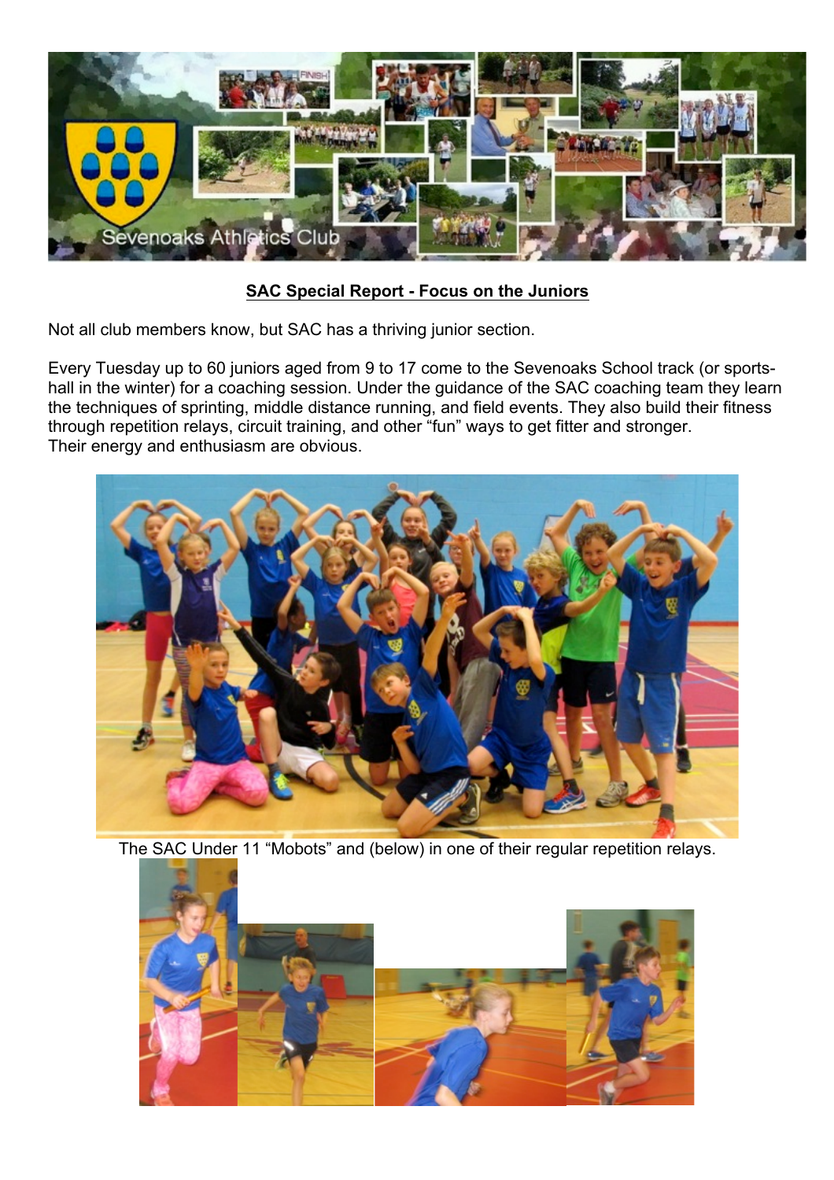## SAC Special Report - Focus on the Juniors

Not all club members know, but SAC has a thriving junior section.

Every Tuesday up to 60 juniors aged from 9 to 17 come to the Sevenoaks School track (or sports-hall in the winter) for a coaching session. Under the guidance of the SAC coaching team they learn the techniques of sprinting, middle distance running, and field events. They also build their fitness through repetition relays, circuit training, and other "fun" ways to get fitter and stronger.
Their energy and enthusiasm are obvious.

The SAC Under 11 "Mobots" and (below) in one of their regular repetition relays.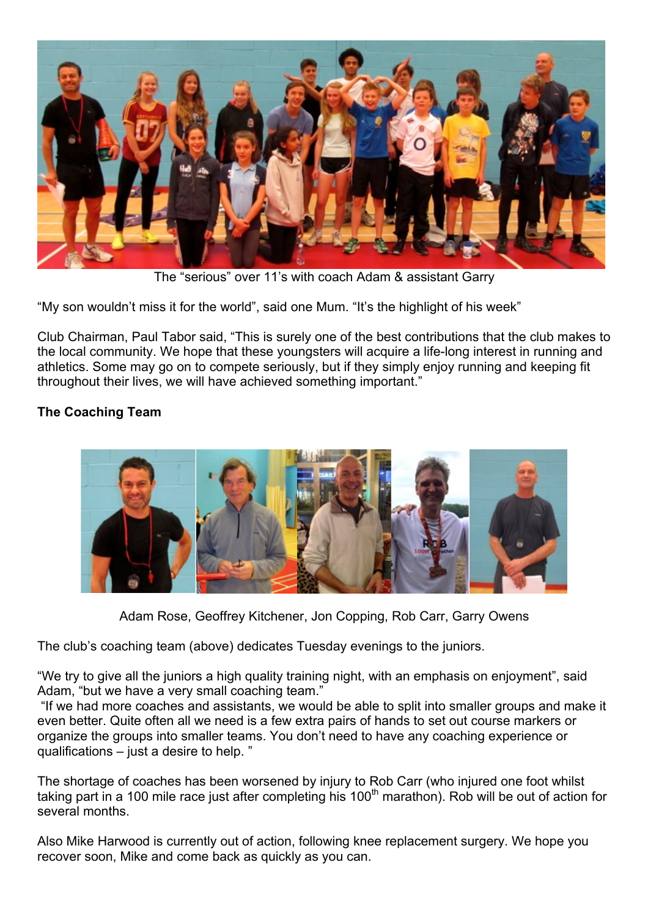The “serious” over 11’s with coach Adam & assistant Garry

“My son wouldn’t miss it for the world”, said one Mum. “It’s the highlight of his week”

Club Chairman, Paul Tabor said, “This is surely one of the best contributions that the club makes to the local community. We hope that these youngsters will acquire a life-long interest in running and athletics. Some may go on to compete seriously, but if they simply enjoy running and keeping fit throughout their lives, we will have achieved something important.”

**The Coaching Team**

Adam Rose, Geoffrey Kitchener, Jon Copping, Rob Carr, Garry Owens

The club’s coaching team (above) dedicates Tuesday evenings to the juniors.

“We try to give all the juniors a high quality training night, with an emphasis on enjoyment”, said Adam, “but we have a very small coaching team.”

“If we had more coaches and assistants, we would be able to split into smaller groups and make it even better. Quite often all we need is a few extra pairs of hands to set out course markers or organize the groups into smaller teams. You don’t need to have any coaching experience or qualifications – just a desire to help. ”

The shortage of coaches has been worsened by injury to Rob Carr (who injured one foot whilst taking part in a 100 mile race just after completing his 100th marathon). Rob will be out of action for several months.

Also Mike Harwood is currently out of action, following knee replacement surgery. We hope you recover soon, Mike and come back as quickly as you can.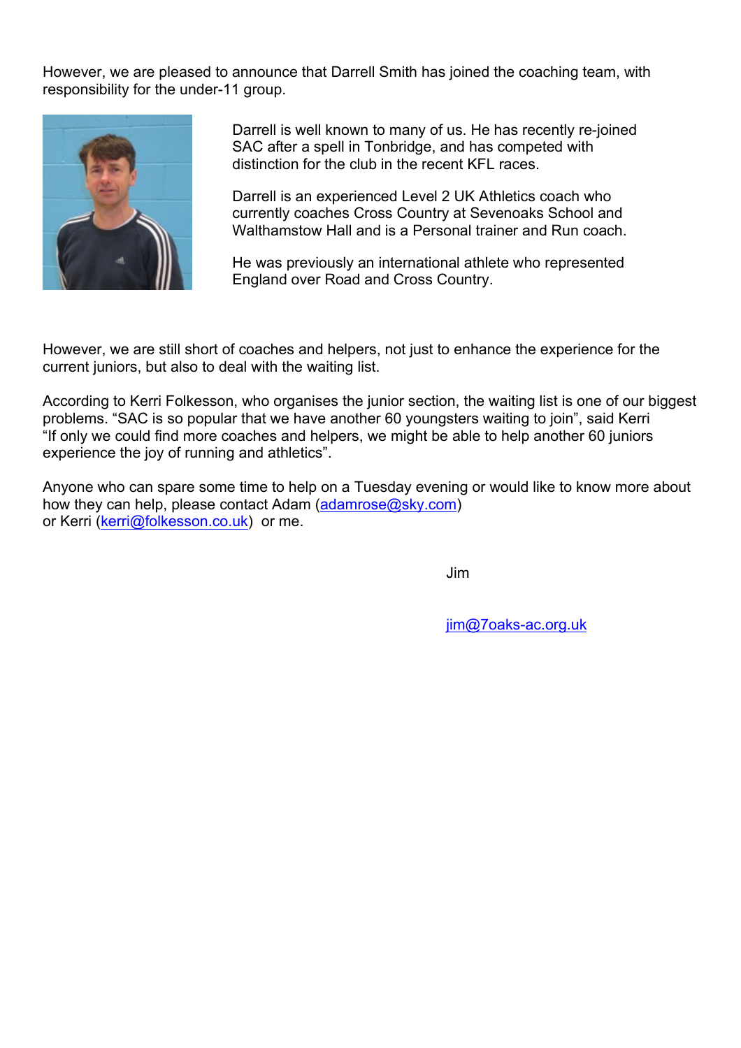However, we are pleased to announce that Darrell Smith has joined the coaching team, with responsibility for the under-11 group.

Darrell is well known to many of us. He has recently re-joined SAC after a spell in Tonbridge, and has competed with distinction for the club in the recent KFL races.

Darrell is an experienced Level 2 UK Athletics coach who currently coaches Cross Country at Sevenoaks School and Walthamstow Hall and is a Personal trainer and Run coach.

He was previously an international athlete who represented England over Road and Cross Country.

However, we are still short of coaches and helpers, not just to enhance the experience for the current juniors, but also to deal with the waiting list.

According to Kerri Folkesson, who organises the junior section, the waiting list is one of our biggest problems. "SAC is so popular that we have another 60 youngsters waiting to join", said Kerri "If only we could find more coaches and helpers, we might be able to help another 60 juniors experience the joy of running and athletics".

Anyone who can spare some time to help on a Tuesday evening or would like to know more about how they can help, please contact Adam (adamrose@sky.com) or Kerri (kerri@folkesson.co.uk) or me.

Jim

jim@7oaks-ac.org.uk